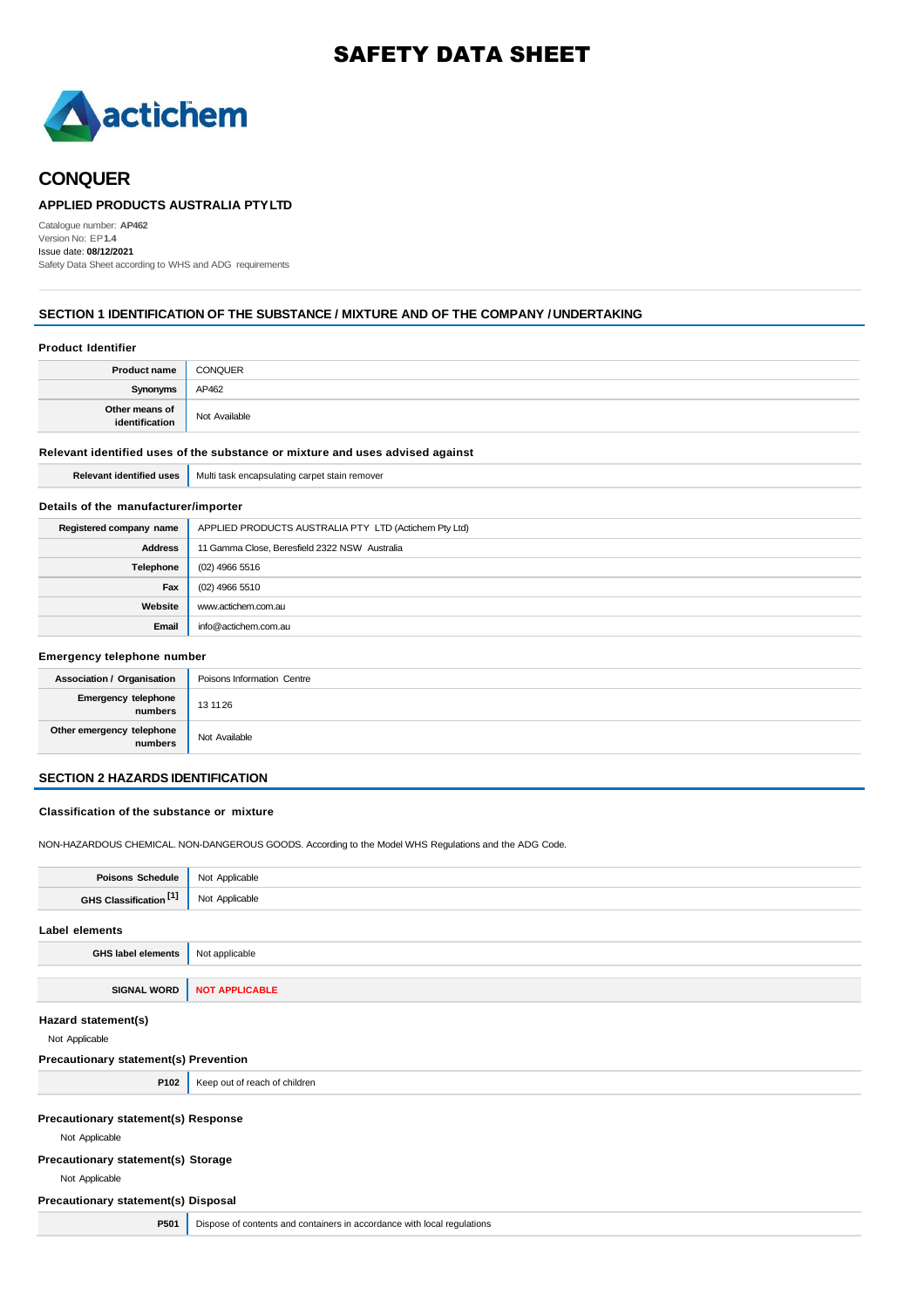# SAFETY DATA SHEET

# CONQUER

### APPLIED PRODUCTS AUSTRALIA PTY LTD

Catalogue number: **AP462**
Version No: EP**1.4**
Issue date: **08/12/2021**
Safety Data Sheet according to WHS and ADG requirements

## SECTION 1 IDENTIFICATION OF THE SUBSTANCE / MIXTURE AND OF THE COMPANY / UNDERTAKING

### Product Identifier

| | |
|---|---|
| **Product name** | CONQUER |
| **Synonyms** | AP462 |
| **Other means of identification** | Not Available |

### Relevant identified uses of the substance or mixture and uses advised against

| | |
|---|---|
| **Relevant identified uses** | Multi task encapsulating carpet stain remover |

### Details of the manufacturer/importer

| | |
|---|---|
| **Registered company name** | APPLIED PRODUCTS AUSTRALIA PTY LTD (Actichem Pty Ltd) |
| **Address** | 11 Gamma Close, Beresfield 2322 NSW Australia |
| **Telephone** | (02) 4966 5516 |
| **Fax** | (02) 4966 5510 |
| **Website** | www.actichem.com.au |
| **Email** | info@actichem.com.au |

### Emergency telephone number

| | |
|---|---|
| **Association / Organisation** | Poisons Information Centre |
| **Emergency telephone numbers** | 13 11 26 |
| **Other emergency telephone numbers** | Not Available |

## SECTION 2 HAZARDS IDENTIFICATION

### Classification of the substance or mixture

NON-HAZARDOUS CHEMICAL. NON-DANGEROUS GOODS. According to the Model WHS Regulations and the ADG Code.

| | |
|---|---|
| **Poisons Schedule** | Not Applicable |
| **GHS Classification [1]** | Not Applicable |

### Label elements

| | |
|---|---|
| **GHS label elements** | Not applicable |
| **SIGNAL WORD** | **NOT APPLICABLE** |

### Hazard statement(s)

Not Applicable

### Precautionary statement(s) Prevention

| | |
|---|---|
| **P102** | Keep out of reach of children |

### Precautionary statement(s) Response

Not Applicable

### Precautionary statement(s) Storage

Not Applicable

### Precautionary statement(s) Disposal

| | |
|---|---|
| **P501** | Dispose of contents and containers in accordance with local regulations |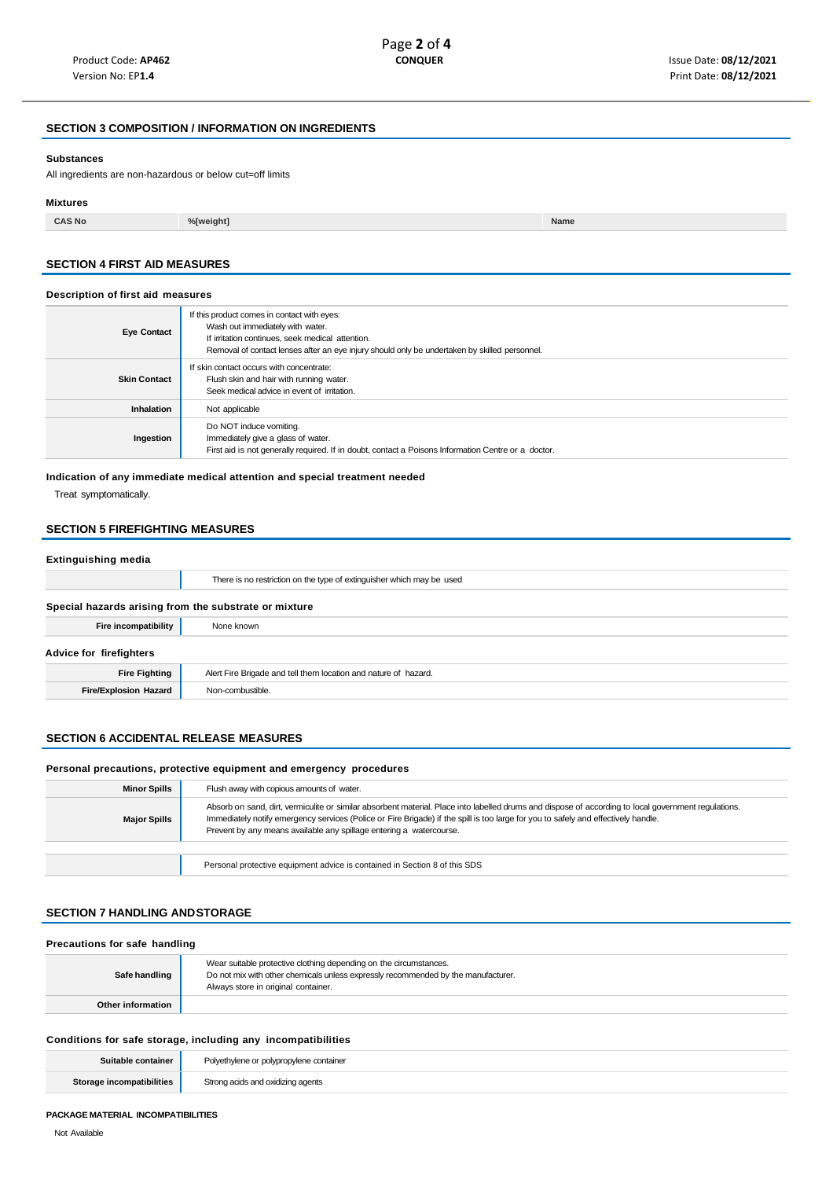## SECTION 3 COMPOSITION / INFORMATION ON INGREDIENTS

### Substances

All ingredients are non-hazardous or below cut=off limits

### Mixtures

| CAS No | %[weight] | Name |
|---|---|---|

## SECTION 4 FIRST AID MEASURES

### Description of first aid measures

| | |
|---|---|
| **Eye Contact** | If this product comes in contact with eyes:<br>Wash out immediately with water.<br>If irritation continues, seek medical attention.<br>Removal of contact lenses after an eye injury should only be undertaken by skilled personnel. |
| **Skin Contact** | If skin contact occurs with concentrate:<br>Flush skin and hair with running water.<br>Seek medical advice in event of irritation. |
| **Inhalation** | Not applicable |
| **Ingestion** | Do NOT induce vomiting.<br>Immediately give a glass of water.<br>First aid is not generally required. If in doubt, contact a Poisons Information Centre or a doctor. |

### Indication of any immediate medical attention and special treatment needed

Treat symptomatically.

## SECTION 5 FIREFIGHTING MEASURES

### Extinguishing media

| | |
|---|---|
| | There is no restriction on the type of extinguisher which may be used |

### Special hazards arising from the substrate or mixture

| | |
|---|---|
| **Fire incompatibility** | None known |

### Advice for firefighters

| | |
|---|---|
| **Fire Fighting** | Alert Fire Brigade and tell them location and nature of hazard. |
| **Fire/Explosion Hazard** | Non-combustible. |

## SECTION 6 ACCIDENTAL RELEASE MEASURES

### Personal precautions, protective equipment and emergency procedures

| | |
|---|---|
| **Minor Spills** | Flush away with copious amounts of water. |
| **Major Spills** | Absorb on sand, dirt, vermiculite or similar absorbent material. Place into labelled drums and dispose of according to local government regulations.<br>Immediately notify emergency services (Police or Fire Brigade) if the spill is too large for you to safely and effectively handle.<br>Prevent by any means available any spillage entering a watercourse. |
| | Personal protective equipment advice is contained in Section 8 of this SDS |

## SECTION 7 HANDLING ANDSTORAGE

### Precautions for safe handling

| | |
|---|---|
| **Safe handling** | Wear suitable protective clothing depending on the circumstances.<br>Do not mix with other chemicals unless expressly recommended by the manufacturer.<br>Always store in original container. |
| **Other information** | |

### Conditions for safe storage, including any incompatibilities

| | |
|---|---|
| **Suitable container** | Polyethylene or polypropylene container |
| **Storage incompatibilities** | Strong acids and oxidizing agents |

#### PACKAGE MATERIAL INCOMPATIBILITIES

Not Available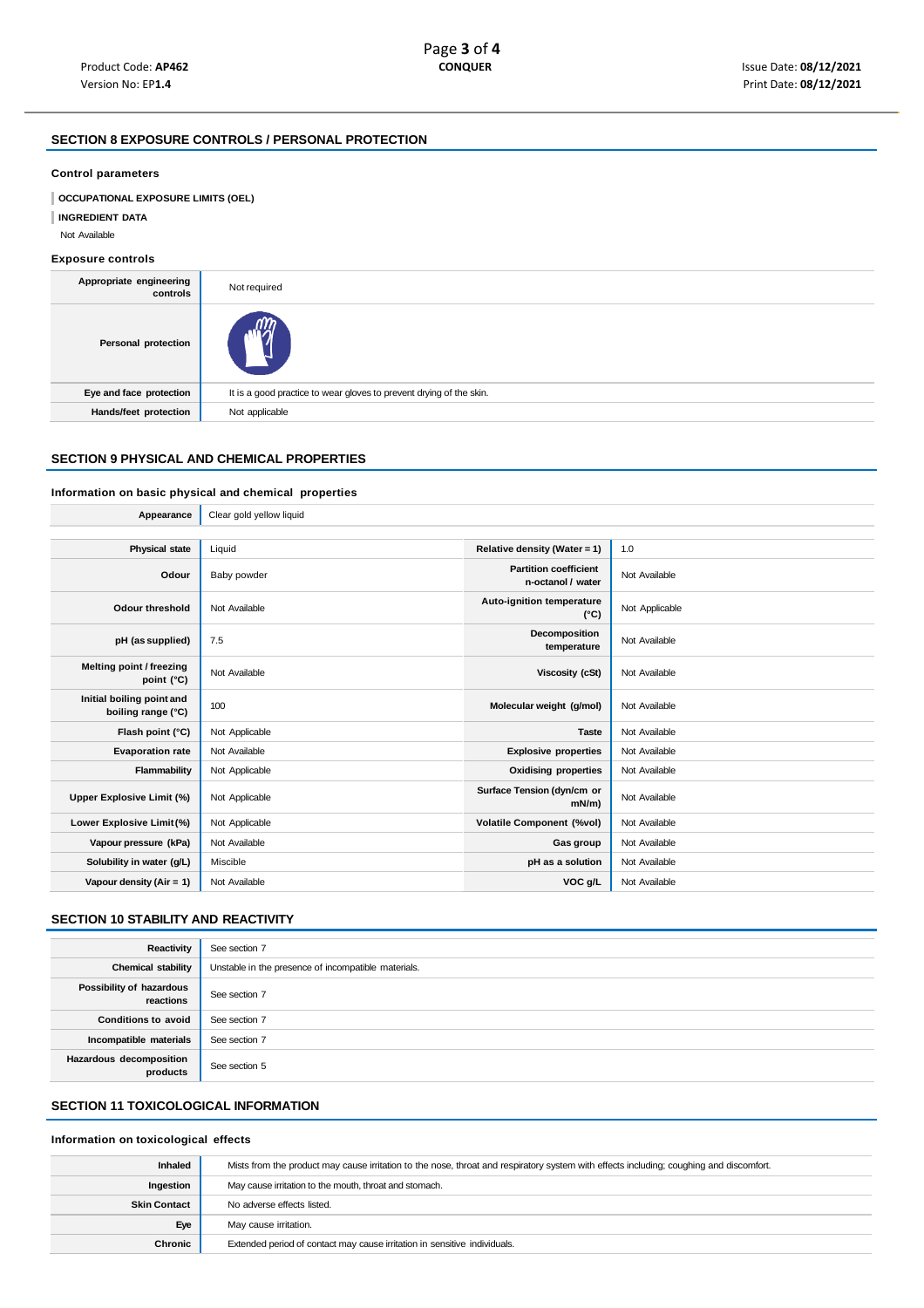## SECTION 8 EXPOSURE CONTROLS / PERSONAL PROTECTION

### Control parameters

**OCCUPATIONAL EXPOSURE LIMITS (OEL)**

**INGREDIENT DATA**

Not Available

### Exposure controls

| | |
|---|---|
| **Appropriate engineering controls** | Not required |
| **Personal protection** | |
| **Eye and face protection** | It is a good practice to wear gloves to prevent drying of the skin. |
| **Hands/feet protection** | Not applicable |

## SECTION 9 PHYSICAL AND CHEMICAL PROPERTIES

### Information on basic physical and chemical properties

| | |
|---|---|
| **Appearance** | Clear gold yellow liquid |

| | | | |
|---|---|---|---|
| **Physical state** | Liquid | **Relative density (Water = 1)** | 1.0 |
| **Odour** | Baby powder | **Partition coefficient n-octanol / water** | Not Available |
| **Odour threshold** | Not Available | **Auto-ignition temperature (°C)** | Not Applicable |
| **pH (as supplied)** | 7.5 | **Decomposition temperature** | Not Available |
| **Melting point / freezing point (°C)** | Not Available | **Viscosity (cSt)** | Not Available |
| **Initial boiling point and boiling range (°C)** | 100 | **Molecular weight (g/mol)** | Not Available |
| **Flash point (°C)** | Not Applicable | **Taste** | Not Available |
| **Evaporation rate** | Not Available | **Explosive properties** | Not Available |
| **Flammability** | Not Applicable | **Oxidising properties** | Not Available |
| **Upper Explosive Limit (%)** | Not Applicable | **Surface Tension (dyn/cm or mN/m)** | Not Available |
| **Lower Explosive Limit (%)** | Not Applicable | **Volatile Component (%vol)** | Not Available |
| **Vapour pressure (kPa)** | Not Available | **Gas group** | Not Available |
| **Solubility in water (g/L)** | Miscible | **pH as a solution** | Not Available |
| **Vapour density (Air = 1)** | Not Available | **VOC g/L** | Not Available |

## SECTION 10 STABILITY AND REACTIVITY

| | |
|---|---|
| **Reactivity** | See section 7 |
| **Chemical stability** | Unstable in the presence of incompatible materials. |
| **Possibility of hazardous reactions** | See section 7 |
| **Conditions to avoid** | See section 7 |
| **Incompatible materials** | See section 7 |
| **Hazardous decomposition products** | See section 5 |

## SECTION 11 TOXICOLOGICAL INFORMATION

### Information on toxicological effects

| | |
|---|---|
| **Inhaled** | Mists from the product may cause irritation to the nose, throat and respiratory system with effects including; coughing and discomfort. |
| **Ingestion** | May cause irritation to the mouth, throat and stomach. |
| **Skin Contact** | No adverse effects listed. |
| **Eye** | May cause irritation. |
| **Chronic** | Extended period of contact may cause irritation in sensitive individuals. |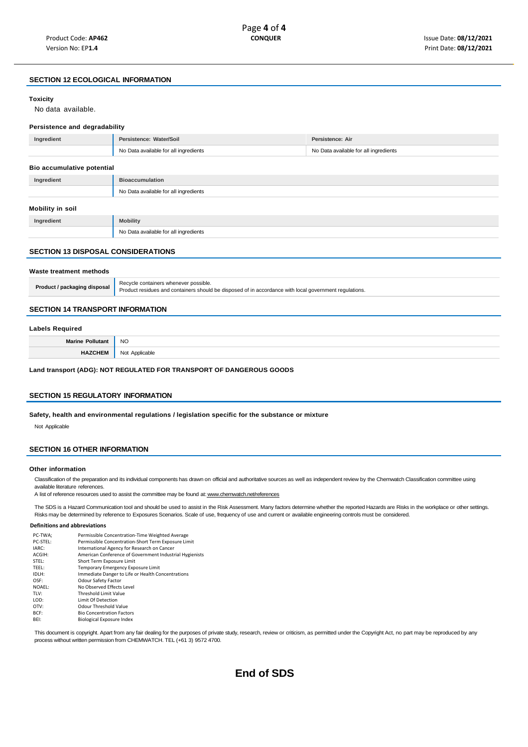## SECTION 12 ECOLOGICAL INFORMATION

### Toxicity

No data available.

### Persistence and degradability

| Ingredient | Persistence: Water/Soil | Persistence: Air |
|---|---|---|
| | No Data available for all ingredients | No Data available for all ingredients |

### Bio accumulative potential

| Ingredient | Bioaccumulation |
|---|---|
| | No Data available for all ingredients |

### Mobility in soil

| Ingredient | Mobility |
|---|---|
| | No Data available for all ingredients |

## SECTION 13 DISPOSAL CONSIDERATIONS

### Waste treatment methods

| | |
|---|---|
| **Product / packaging disposal** | Recycle containers whenever possible.<br>Product residues and containers should be disposed of in accordance with local government regulations. |

## SECTION 14 TRANSPORT INFORMATION

### Labels Required

| | |
|---|---|
| **Marine Pollutant** | NO |
| **HAZCHEM** | Not Applicable |

**Land transport (ADG): NOT REGULATED FOR TRANSPORT OF DANGEROUS GOODS**

## SECTION 15 REGULATORY INFORMATION

**Safety, health and environmental regulations / legislation specific for the substance or mixture**

Not Applicable

## SECTION 16 OTHER INFORMATION

### Other information

Classification of the preparation and its individual components has drawn on official and authoritative sources as well as independent review by the Chemwatch Classification committee using available literature references.
A list of reference resources used to assist the committee may be found at: www.chemwatch.net/references

The SDS is a Hazard Communication tool and should be used to assist in the Risk Assessment. Many factors determine whether the reported Hazards are Risks in the workplace or other settings. Risks may be determined by reference to Exposures Scenarios. Scale of use, frequency of use and current or available engineering controls must be considered.

### Definitions and abbreviations

| | |
|---|---|
| PC-TWA; | Permissible Concentration-Time Weighted Average |
| PC-STEL: | Permissible Concentration-Short Term Exposure Limit |
| IARC: | International Agency for Research on Cancer |
| ACGIH: | American Conference of Government Industrial Hygienists |
| STEL: | Short Term Exposure Limit |
| TEEL: | Temporary Emergency Exposure Limit |
| IDLH: | Immediate Danger to Life or Health Concentrations |
| OSF: | Odour Safety Factor |
| NOAEL: | No Observed Effects Level |
| TLV: | Threshold Limit Value |
| LOD: | Limit Of Detection |
| OTV: | Odour Threshold Value |
| BCF: | Bio Concentration Factors |
| BEI: | Biological Exposure Index |

This document is copyright. Apart from any fair dealing for the purposes of private study, research, review or criticism, as permitted under the Copyright Act, no part may be reproduced by any process without written permission from CHEMWATCH. TEL (+61 3) 9572 4700.

# End of SDS